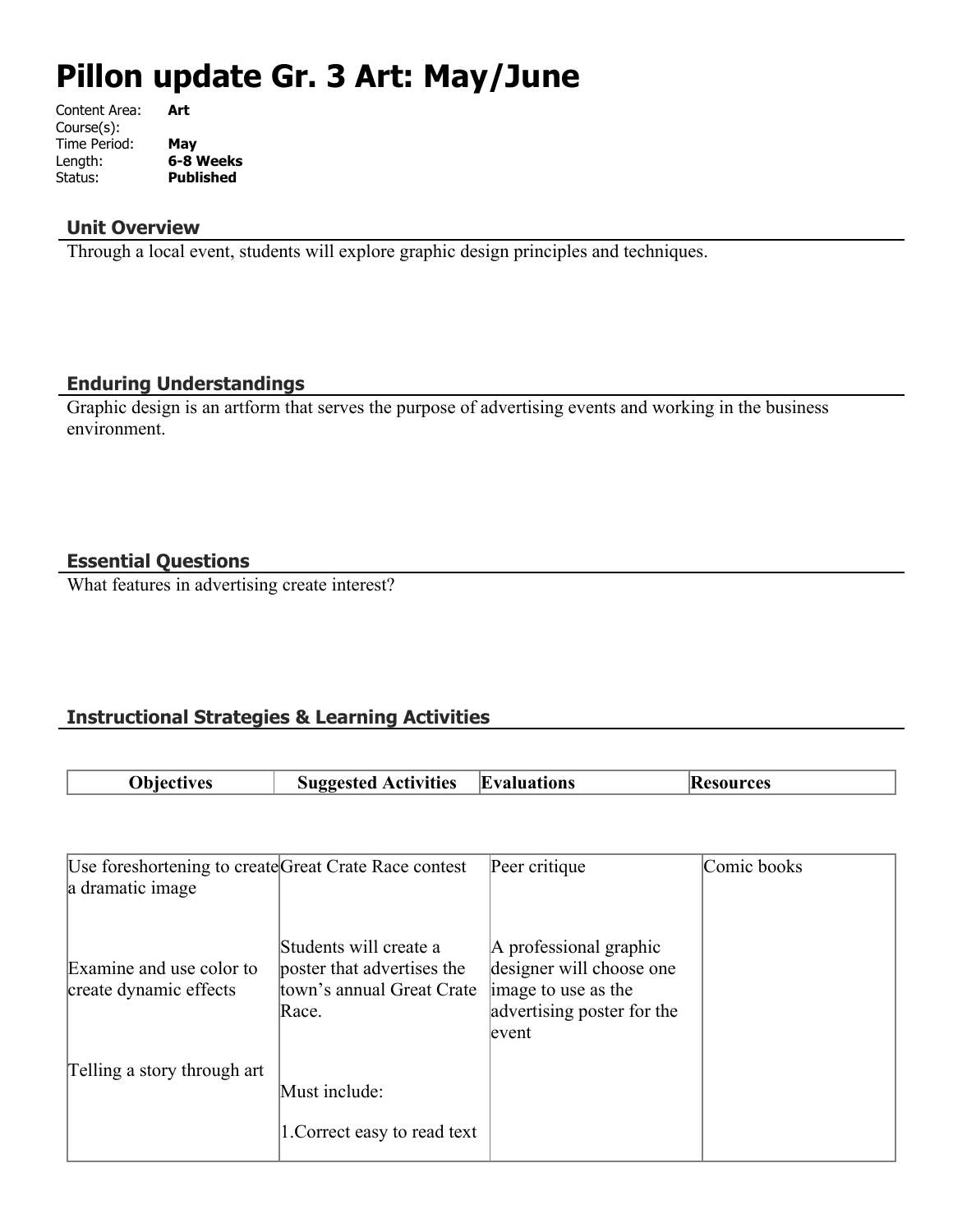# Pillon update Gr. 3 Art: May/June

Content Area: **Art**
Course(s):
Time Period: **May**
Length: **6-8 Weeks**
Status: **Published**

## Unit Overview

Through a local event, students will explore graphic design principles and techniques.

## Enduring Understandings

Graphic design is an artform that serves the purpose of advertising events and working in the business environment.

## Essential Questions

What features in advertising create interest?

## Instructional Strategies & Learning Activities

| Objectives | Suggested Activities | Evaluations | Resources |
|---|---|---|---|
| Use foreshortening to create a dramatic image<br><br>Examine and use color to create dynamic effects<br><br>Telling a story through art | Great Crate Race contest<br><br>Students will create a poster that advertises the town's annual Great Crate Race.<br><br>Must include:<br><br>1.Correct easy to read text | Peer critique<br><br>A professional graphic designer will choose one image to use as the advertising poster for the event | Comic books |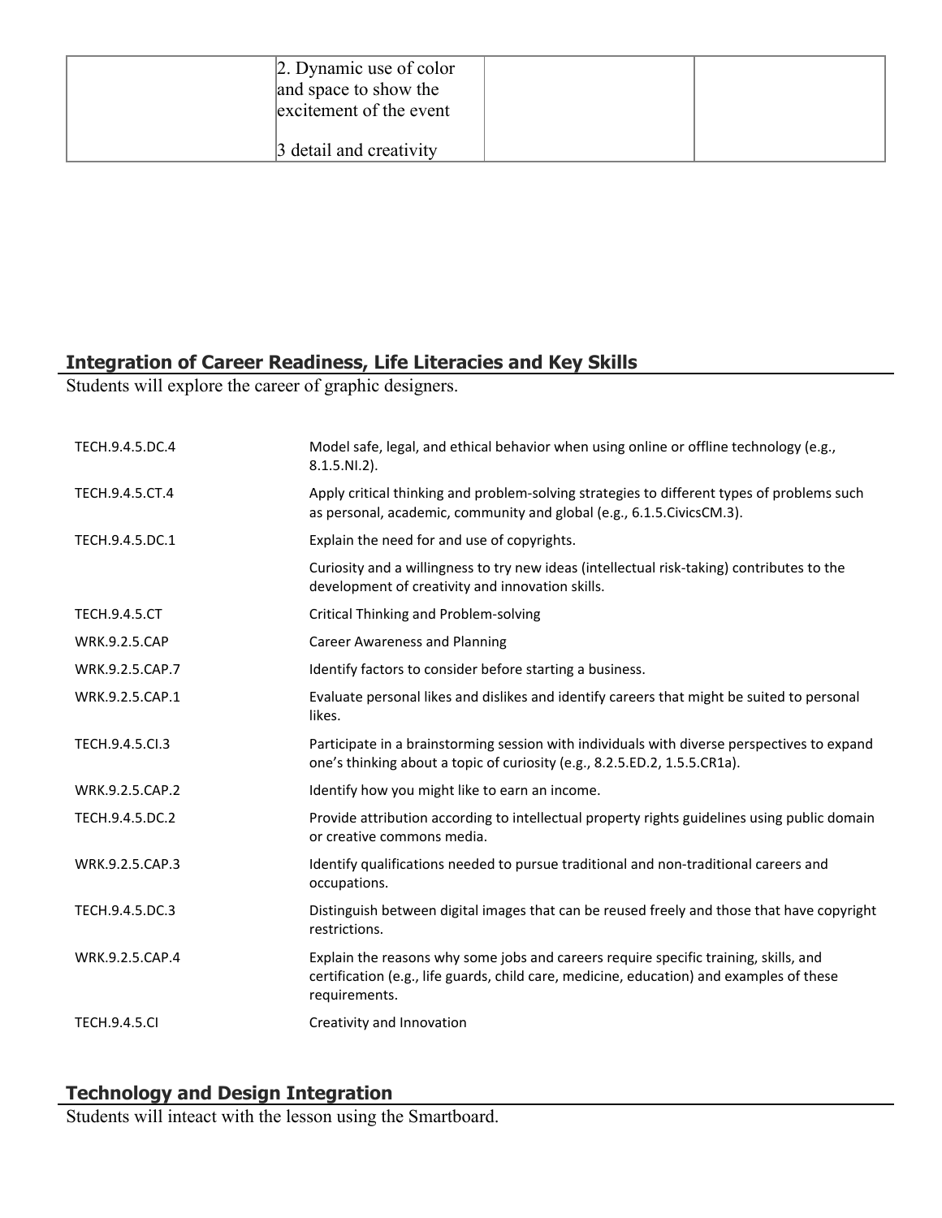| | 2. Dynamic use of color and space to show the excitement of the event<br><br>3 detail and creativity | | |
|---|---|---|---|

## Integration of Career Readiness, Life Literacies and Key Skills

Students will explore the career of graphic designers.

| | |
|---|---|
| TECH.9.4.5.DC.4 | Model safe, legal, and ethical behavior when using online or offline technology (e.g., 8.1.5.NI.2). |
| TECH.9.4.5.CT.4 | Apply critical thinking and problem-solving strategies to different types of problems such as personal, academic, community and global (e.g., 6.1.5.CivicsCM.3). |
| TECH.9.4.5.DC.1 | Explain the need for and use of copyrights. |
| | Curiosity and a willingness to try new ideas (intellectual risk-taking) contributes to the development of creativity and innovation skills. |
| TECH.9.4.5.CT | Critical Thinking and Problem-solving |
| WRK.9.2.5.CAP | Career Awareness and Planning |
| WRK.9.2.5.CAP.7 | Identify factors to consider before starting a business. |
| WRK.9.2.5.CAP.1 | Evaluate personal likes and dislikes and identify careers that might be suited to personal likes. |
| TECH.9.4.5.CI.3 | Participate in a brainstorming session with individuals with diverse perspectives to expand one's thinking about a topic of curiosity (e.g., 8.2.5.ED.2, 1.5.5.CR1a). |
| WRK.9.2.5.CAP.2 | Identify how you might like to earn an income. |
| TECH.9.4.5.DC.2 | Provide attribution according to intellectual property rights guidelines using public domain or creative commons media. |
| WRK.9.2.5.CAP.3 | Identify qualifications needed to pursue traditional and non-traditional careers and occupations. |
| TECH.9.4.5.DC.3 | Distinguish between digital images that can be reused freely and those that have copyright restrictions. |
| WRK.9.2.5.CAP.4 | Explain the reasons why some jobs and careers require specific training, skills, and certification (e.g., life guards, child care, medicine, education) and examples of these requirements. |
| TECH.9.4.5.CI | Creativity and Innovation |

## Technology and Design Integration

Students will inteact with the lesson using the Smartboard.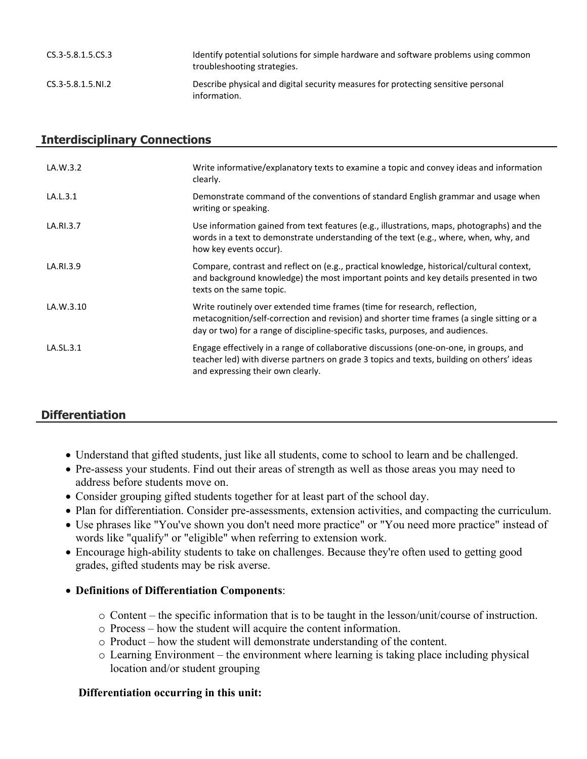| | |
|---|---|
| CS.3-5.8.1.5.CS.3 | Identify potential solutions for simple hardware and software problems using common troubleshooting strategies. |
| CS.3-5.8.1.5.NI.2 | Describe physical and digital security measures for protecting sensitive personal information. |

## Interdisciplinary Connections

| | |
|---|---|
| LA.W.3.2 | Write informative/explanatory texts to examine a topic and convey ideas and information clearly. |
| LA.L.3.1 | Demonstrate command of the conventions of standard English grammar and usage when writing or speaking. |
| LA.RI.3.7 | Use information gained from text features (e.g., illustrations, maps, photographs) and the words in a text to demonstrate understanding of the text (e.g., where, when, why, and how key events occur). |
| LA.RI.3.9 | Compare, contrast and reflect on (e.g., practical knowledge, historical/cultural context, and background knowledge) the most important points and key details presented in two texts on the same topic. |
| LA.W.3.10 | Write routinely over extended time frames (time for research, reflection, metacognition/self-correction and revision) and shorter time frames (a single sitting or a day or two) for a range of discipline-specific tasks, purposes, and audiences. |
| LA.SL.3.1 | Engage effectively in a range of collaborative discussions (one-on-one, in groups, and teacher led) with diverse partners on grade 3 topics and texts, building on others' ideas and expressing their own clearly. |

## Differentiation

- Understand that gifted students, just like all students, come to school to learn and be challenged.
- Pre-assess your students. Find out their areas of strength as well as those areas you may need to address before students move on.
- Consider grouping gifted students together for at least part of the school day.
- Plan for differentiation. Consider pre-assessments, extension activities, and compacting the curriculum.
- Use phrases like "You've shown you don't need more practice" or "You need more practice" instead of words like "qualify" or "eligible" when referring to extension work.
- Encourage high-ability students to take on challenges. Because they're often used to getting good grades, gifted students may be risk averse.
- **Definitions of Differentiation Components**:
  - Content – the specific information that is to be taught in the lesson/unit/course of instruction.
  - Process – how the student will acquire the content information.
  - Product – how the student will demonstrate understanding of the content.
  - Learning Environment – the environment where learning is taking place including physical location and/or student grouping

**Differentiation occurring in this unit:**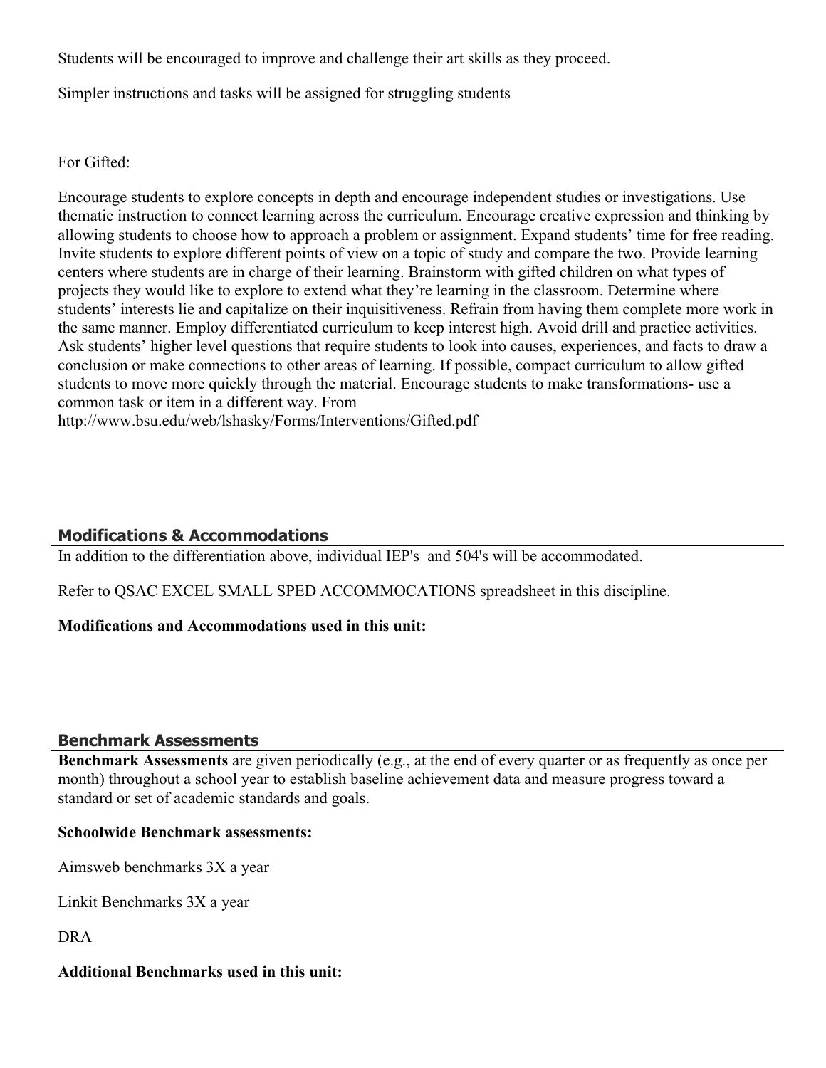Students will be encouraged to improve and challenge their art skills as they proceed.

Simpler instructions and tasks will be assigned for struggling students

For Gifted:

Encourage students to explore concepts in depth and encourage independent studies or investigations. Use thematic instruction to connect learning across the curriculum. Encourage creative expression and thinking by allowing students to choose how to approach a problem or assignment. Expand students' time for free reading. Invite students to explore different points of view on a topic of study and compare the two. Provide learning centers where students are in charge of their learning. Brainstorm with gifted children on what types of projects they would like to explore to extend what they're learning in the classroom. Determine where students' interests lie and capitalize on their inquisitiveness. Refrain from having them complete more work in the same manner. Employ differentiated curriculum to keep interest high. Avoid drill and practice activities. Ask students' higher level questions that require students to look into causes, experiences, and facts to draw a conclusion or make connections to other areas of learning. If possible, compact curriculum to allow gifted students to move more quickly through the material. Encourage students to make transformations- use a common task or item in a different way. From http://www.bsu.edu/web/lshasky/Forms/Interventions/Gifted.pdf

## Modifications & Accommodations

In addition to the differentiation above, individual IEP's and 504's will be accommodated.

Refer to QSAC EXCEL SMALL SPED ACCOMMOCATIONS spreadsheet in this discipline.

**Modifications and Accommodations used in this unit:**

## Benchmark Assessments

**Benchmark Assessments** are given periodically (e.g., at the end of every quarter or as frequently as once per month) throughout a school year to establish baseline achievement data and measure progress toward a standard or set of academic standards and goals.

**Schoolwide Benchmark assessments:**

Aimsweb benchmarks 3X a year

Linkit Benchmarks 3X a year

DRA

**Additional Benchmarks used in this unit:**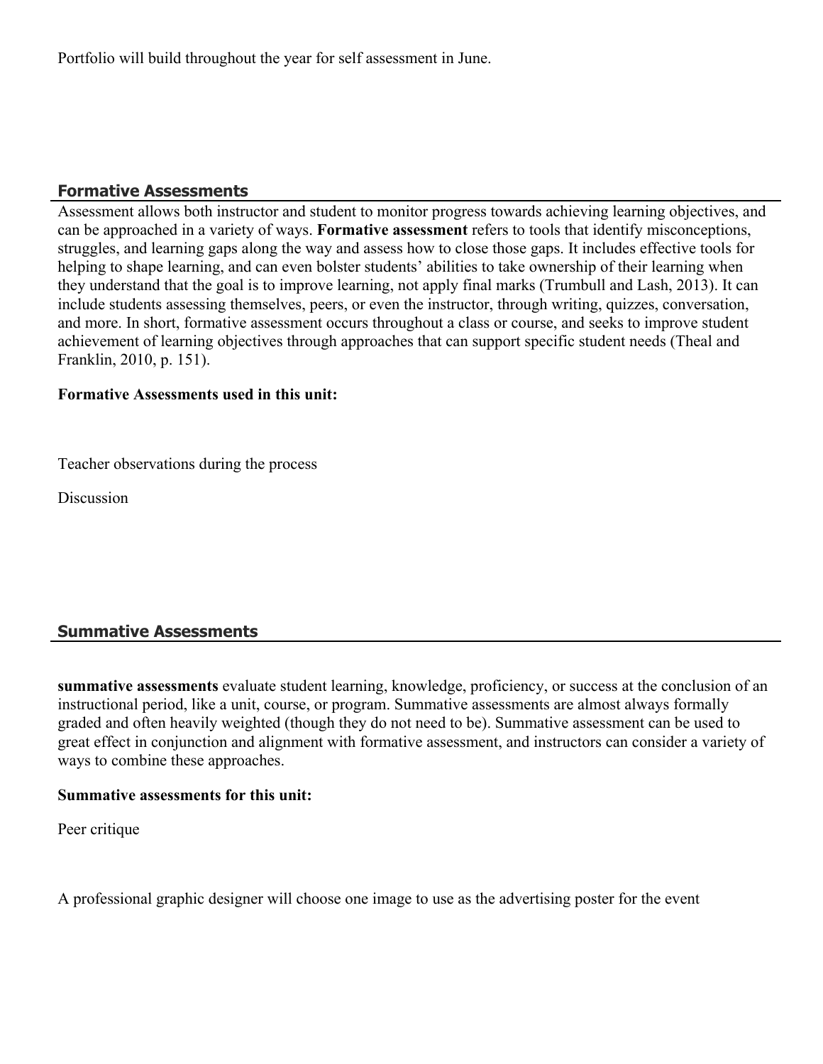Portfolio will build throughout the year for self assessment in June.

## Formative Assessments

Assessment allows both instructor and student to monitor progress towards achieving learning objectives, and can be approached in a variety of ways. **Formative assessment** refers to tools that identify misconceptions, struggles, and learning gaps along the way and assess how to close those gaps. It includes effective tools for helping to shape learning, and can even bolster students' abilities to take ownership of their learning when they understand that the goal is to improve learning, not apply final marks (Trumbull and Lash, 2013). It can include students assessing themselves, peers, or even the instructor, through writing, quizzes, conversation, and more. In short, formative assessment occurs throughout a class or course, and seeks to improve student achievement of learning objectives through approaches that can support specific student needs (Theal and Franklin, 2010, p. 151).

**Formative Assessments used in this unit:**

Teacher observations during the process

Discussion

## Summative Assessments

**summative assessments** evaluate student learning, knowledge, proficiency, or success at the conclusion of an instructional period, like a unit, course, or program. Summative assessments are almost always formally graded and often heavily weighted (though they do not need to be). Summative assessment can be used to great effect in conjunction and alignment with formative assessment, and instructors can consider a variety of ways to combine these approaches.

**Summative assessments for this unit:**

Peer critique

A professional graphic designer will choose one image to use as the advertising poster for the event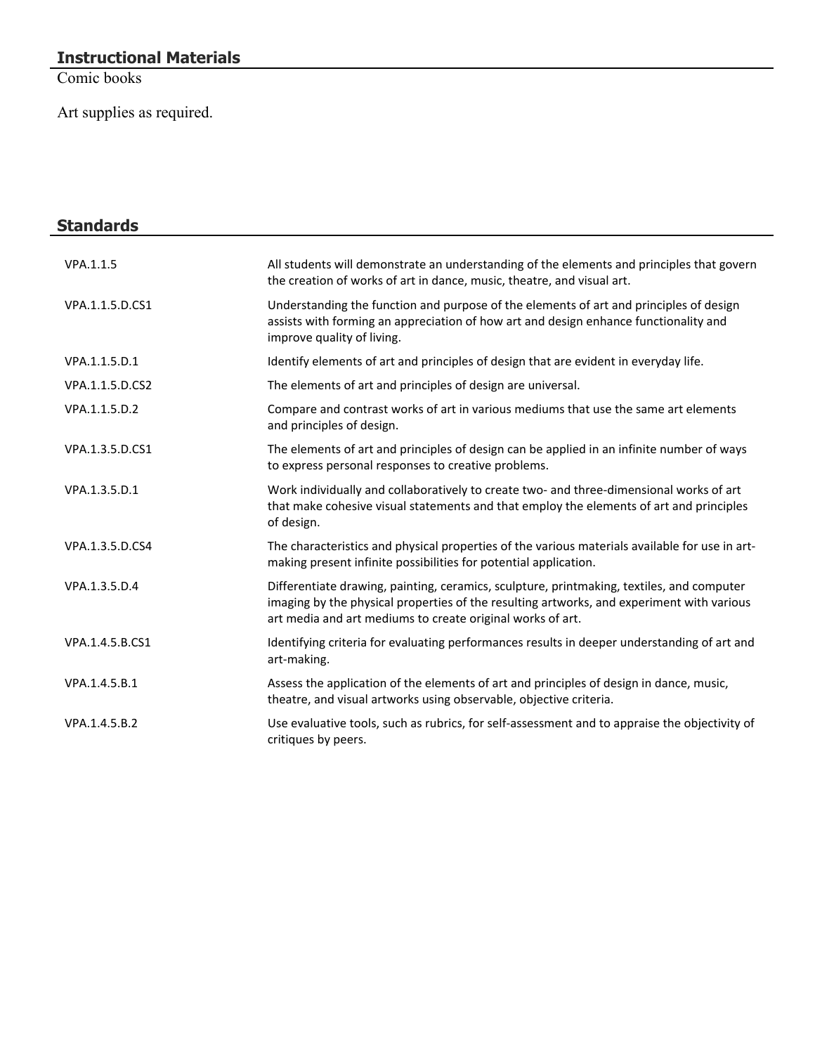## Instructional Materials

Comic books

Art supplies as required.

## Standards

| | |
|---|---|
| VPA.1.1.5 | All students will demonstrate an understanding of the elements and principles that govern the creation of works of art in dance, music, theatre, and visual art. |
| VPA.1.1.5.D.CS1 | Understanding the function and purpose of the elements of art and principles of design assists with forming an appreciation of how art and design enhance functionality and improve quality of living. |
| VPA.1.1.5.D.1 | Identify elements of art and principles of design that are evident in everyday life. |
| VPA.1.1.5.D.CS2 | The elements of art and principles of design are universal. |
| VPA.1.1.5.D.2 | Compare and contrast works of art in various mediums that use the same art elements and principles of design. |
| VPA.1.3.5.D.CS1 | The elements of art and principles of design can be applied in an infinite number of ways to express personal responses to creative problems. |
| VPA.1.3.5.D.1 | Work individually and collaboratively to create two- and three-dimensional works of art that make cohesive visual statements and that employ the elements of art and principles of design. |
| VPA.1.3.5.D.CS4 | The characteristics and physical properties of the various materials available for use in art-making present infinite possibilities for potential application. |
| VPA.1.3.5.D.4 | Differentiate drawing, painting, ceramics, sculpture, printmaking, textiles, and computer imaging by the physical properties of the resulting artworks, and experiment with various art media and art mediums to create original works of art. |
| VPA.1.4.5.B.CS1 | Identifying criteria for evaluating performances results in deeper understanding of art and art-making. |
| VPA.1.4.5.B.1 | Assess the application of the elements of art and principles of design in dance, music, theatre, and visual artworks using observable, objective criteria. |
| VPA.1.4.5.B.2 | Use evaluative tools, such as rubrics, for self-assessment and to appraise the objectivity of critiques by peers. |